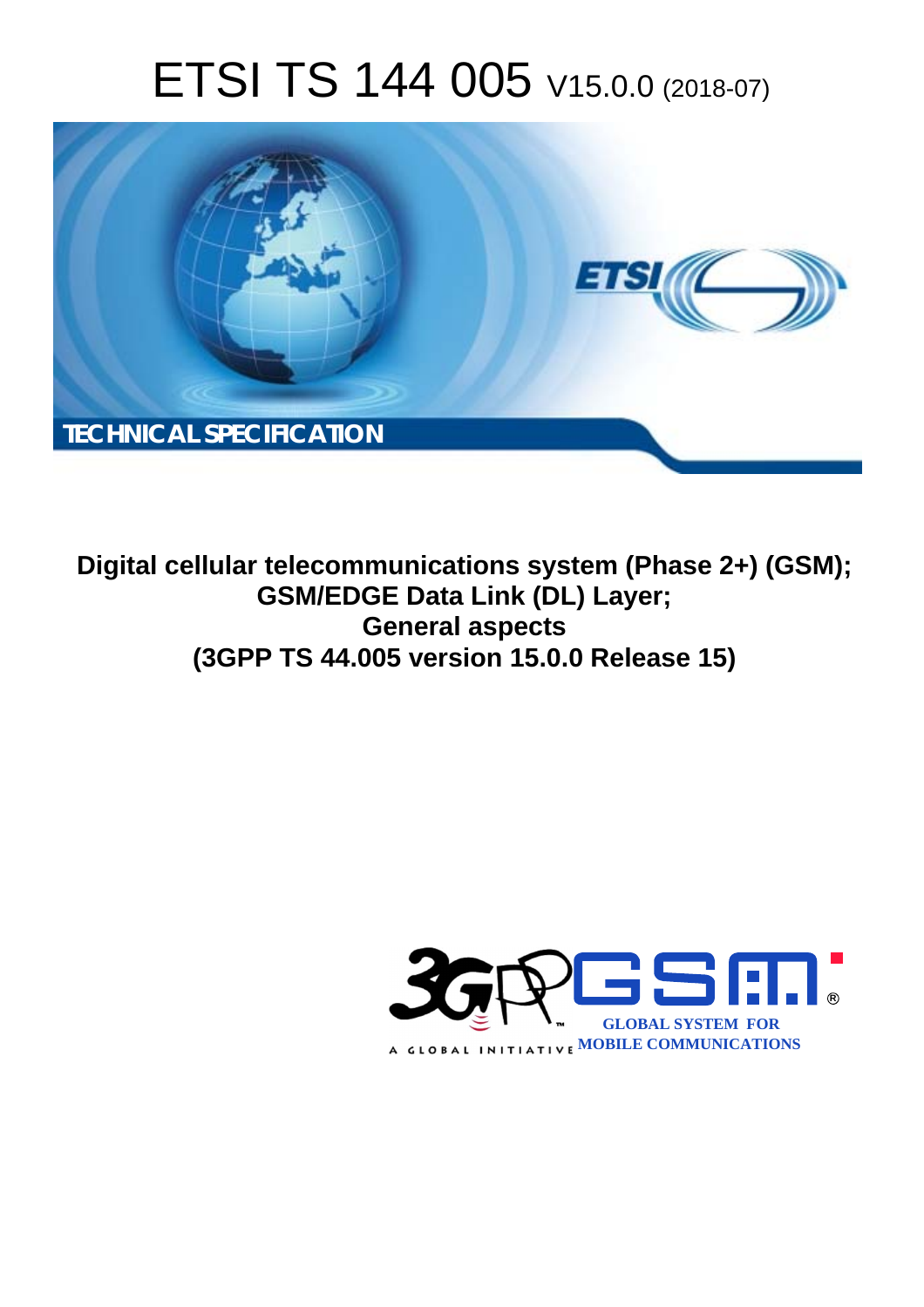# ETSI TS 144 005 V15.0.0 (2018-07)

TECHNICAL SPECIFICATION

**Digital cellular telecommunications system (Phase 2+) (GSM); GSM/EDGE Data Link (DL) Layer; General aspects (3GPP TS 44.005 version 15.0.0 Release 15)**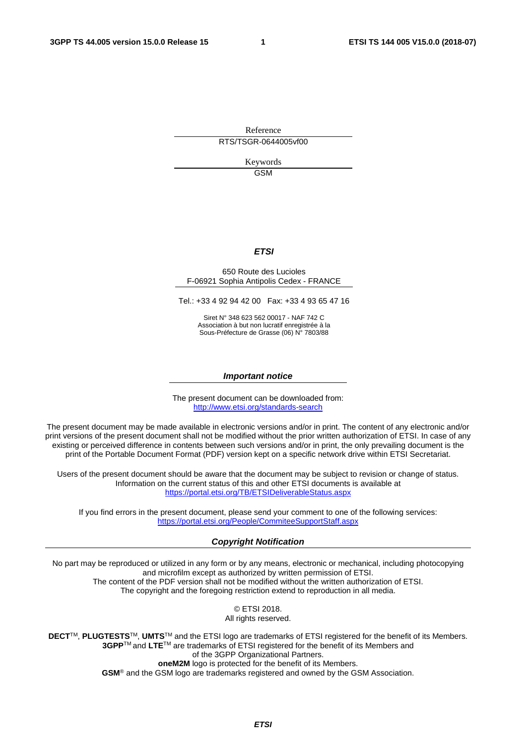Reference

RTS/TSGR-0644005vf00

Keywords

GSM

***ETSI***

650 Route des Lucioles
F-06921 Sophia Antipolis Cedex - FRANCE

Tel.: +33 4 92 94 42 00   Fax: +33 4 93 65 47 16

Siret N° 348 623 562 00017 - NAF 742 C
Association à but non lucratif enregistrée à la
Sous-Préfecture de Grasse (06) N° 7803/88

***Important notice***

The present document can be downloaded from:
http://www.etsi.org/standards-search

The present document may be made available in electronic versions and/or in print. The content of any electronic and/or print versions of the present document shall not be modified without the prior written authorization of ETSI. In case of any existing or perceived difference in contents between such versions and/or in print, the only prevailing document is the print of the Portable Document Format (PDF) version kept on a specific network drive within ETSI Secretariat.

Users of the present document should be aware that the document may be subject to revision or change of status. Information on the current status of this and other ETSI documents is available at
https://portal.etsi.org/TB/ETSIDeliverableStatus.aspx

If you find errors in the present document, please send your comment to one of the following services:
https://portal.etsi.org/People/CommiteeSupportStaff.aspx

***Copyright Notification***

No part may be reproduced or utilized in any form or by any means, electronic or mechanical, including photocopying and microfilm except as authorized by written permission of ETSI.
The content of the PDF version shall not be modified without the written authorization of ETSI.
The copyright and the foregoing restriction extend to reproduction in all media.

© ETSI 2018.
All rights reserved.

**DECT**™, **PLUGTESTS**™, **UMTS**™ and the ETSI logo are trademarks of ETSI registered for the benefit of its Members.
**3GPP**™ and **LTE**™ are trademarks of ETSI registered for the benefit of its Members and of the 3GPP Organizational Partners.
**oneM2M** logo is protected for the benefit of its Members.
**GSM**® and the GSM logo are trademarks registered and owned by the GSM Association.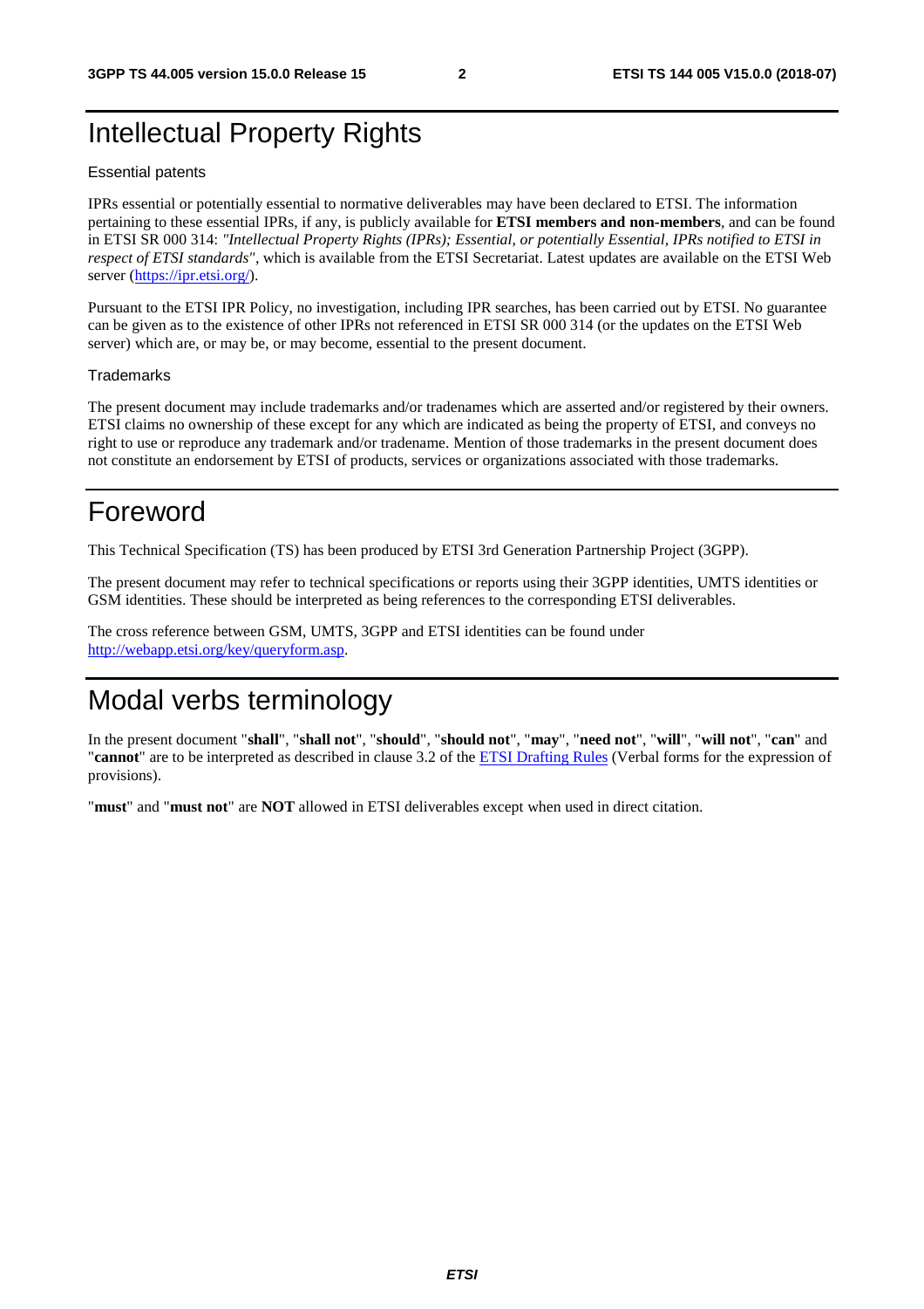# Intellectual Property Rights

Essential patents

IPRs essential or potentially essential to normative deliverables may have been declared to ETSI. The information pertaining to these essential IPRs, if any, is publicly available for **ETSI members and non-members**, and can be found in ETSI SR 000 314: *"Intellectual Property Rights (IPRs); Essential, or potentially Essential, IPRs notified to ETSI in respect of ETSI standards"*, which is available from the ETSI Secretariat. Latest updates are available on the ETSI Web server (https://ipr.etsi.org/).

Pursuant to the ETSI IPR Policy, no investigation, including IPR searches, has been carried out by ETSI. No guarantee can be given as to the existence of other IPRs not referenced in ETSI SR 000 314 (or the updates on the ETSI Web server) which are, or may be, or may become, essential to the present document.

Trademarks

The present document may include trademarks and/or tradenames which are asserted and/or registered by their owners. ETSI claims no ownership of these except for any which are indicated as being the property of ETSI, and conveys no right to use or reproduce any trademark and/or tradename. Mention of those trademarks in the present document does not constitute an endorsement by ETSI of products, services or organizations associated with those trademarks.

# Foreword

This Technical Specification (TS) has been produced by ETSI 3rd Generation Partnership Project (3GPP).

The present document may refer to technical specifications or reports using their 3GPP identities, UMTS identities or GSM identities. These should be interpreted as being references to the corresponding ETSI deliverables.

The cross reference between GSM, UMTS, 3GPP and ETSI identities can be found under http://webapp.etsi.org/key/queryform.asp.

# Modal verbs terminology

In the present document "**shall**", "**shall not**", "**should**", "**should not**", "**may**", "**need not**", "**will**", "**will not**", "**can**" and "**cannot**" are to be interpreted as described in clause 3.2 of the ETSI Drafting Rules (Verbal forms for the expression of provisions).

"**must**" and "**must not**" are **NOT** allowed in ETSI deliverables except when used in direct citation.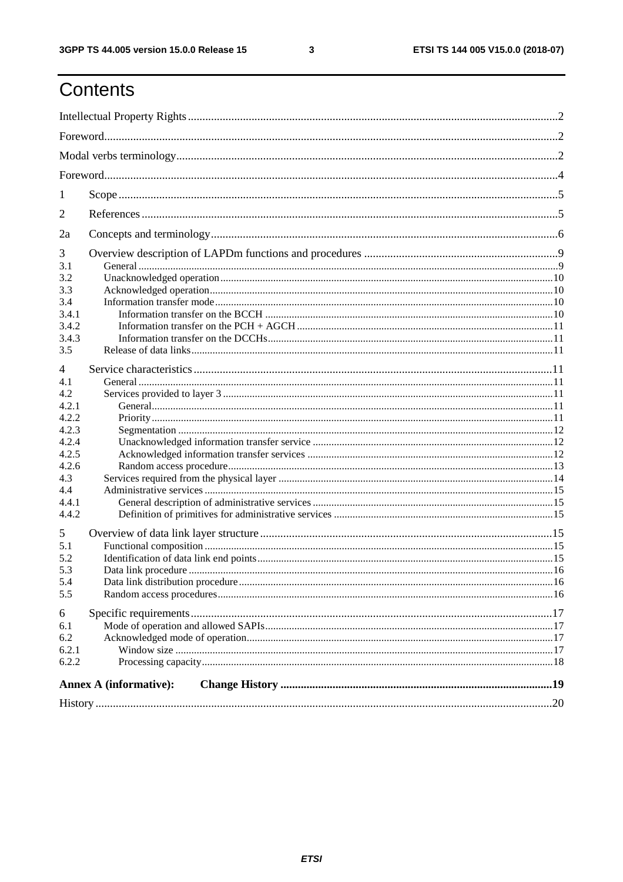# Contents

Intellectual Property Rights ........ 2

Foreword ........ 2

Modal verbs terminology ........ 2

Foreword ........ 4

1 Scope ........ 5

2 References ........ 5

2a Concepts and terminology ........ 6

3 Overview description of LAPDm functions and procedures ........ 9

3.1 General ........ 9

3.2 Unacknowledged operation ........ 10

3.3 Acknowledged operation ........ 10

3.4 Information transfer mode ........ 10

3.4.1 Information transfer on the BCCH ........ 10

3.4.2 Information transfer on the PCH + AGCH ........ 11

3.4.3 Information transfer on the DCCHs ........ 11

3.5 Release of data links ........ 11

4 Service characteristics ........ 11

4.1 General ........ 11

4.2 Services provided to layer 3 ........ 11

4.2.1 General ........ 11

4.2.2 Priority ........ 11

4.2.3 Segmentation ........ 12

4.2.4 Unacknowledged information transfer service ........ 12

4.2.5 Acknowledged information transfer services ........ 12

4.2.6 Random access procedure ........ 13

4.3 Services required from the physical layer ........ 14

4.4 Administrative services ........ 15

4.4.1 General description of administrative services ........ 15

4.4.2 Definition of primitives for administrative services ........ 15

5 Overview of data link layer structure ........ 15

5.1 Functional composition ........ 15

5.2 Identification of data link end points ........ 15

5.3 Data link procedure ........ 16

5.4 Data link distribution procedure ........ 16

5.5 Random access procedures ........ 16

6 Specific requirements ........ 17

6.1 Mode of operation and allowed SAPIs ........ 17

6.2 Acknowledged mode of operation ........ 17

6.2.1 Window size ........ 17

6.2.2 Processing capacity ........ 18

**Annex A (informative): Change History** ........ 19

History ........ 20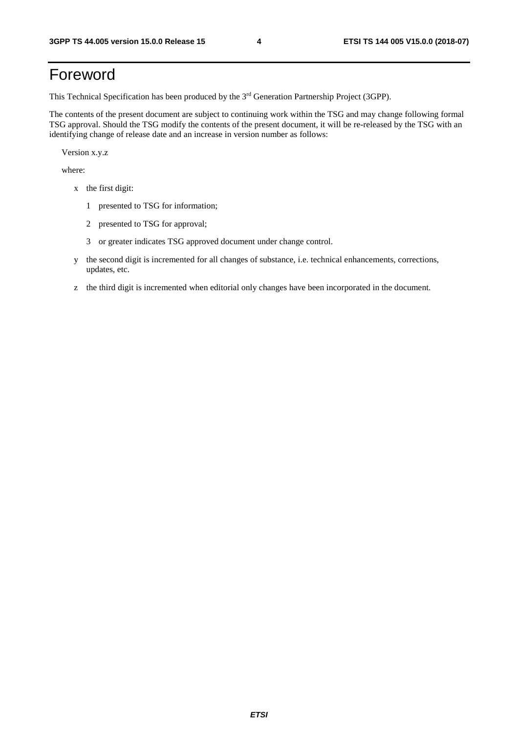# Foreword

This Technical Specification has been produced by the 3rd Generation Partnership Project (3GPP).

The contents of the present document are subject to continuing work within the TSG and may change following formal TSG approval. Should the TSG modify the contents of the present document, it will be re-released by the TSG with an identifying change of release date and an increase in version number as follows:

Version x.y.z

where:

- x the first digit:
  - 1 presented to TSG for information;
  - 2 presented to TSG for approval;
  - 3 or greater indicates TSG approved document under change control.
- y the second digit is incremented for all changes of substance, i.e. technical enhancements, corrections, updates, etc.
- z the third digit is incremented when editorial only changes have been incorporated in the document.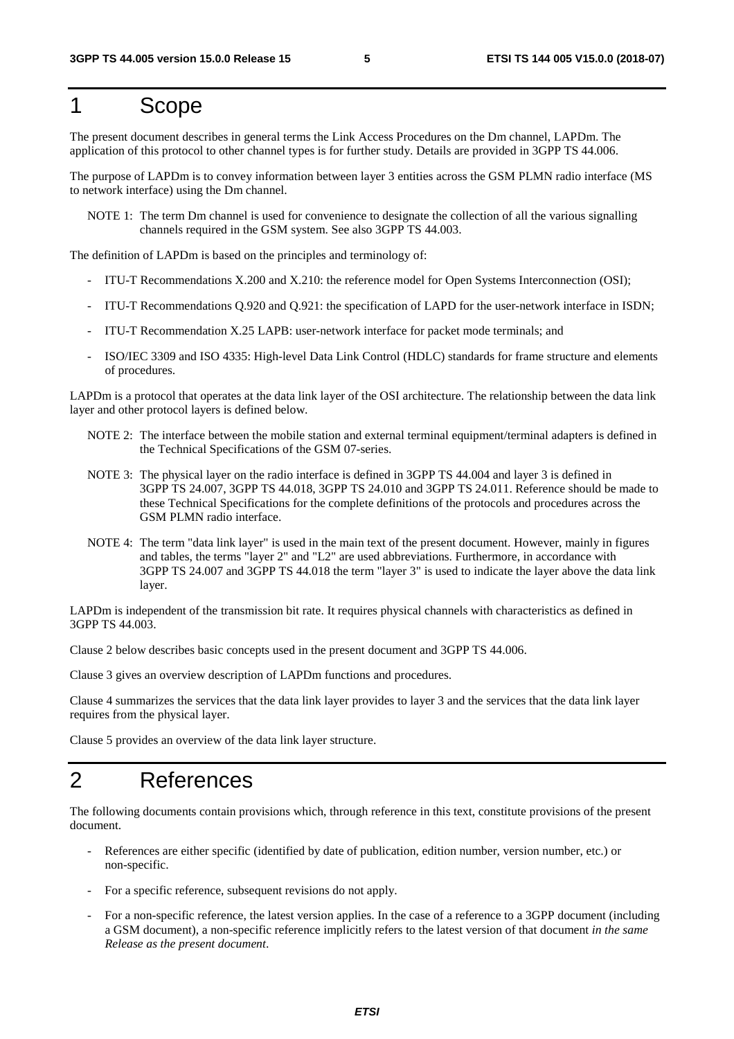# 1 Scope

The present document describes in general terms the Link Access Procedures on the Dm channel, LAPDm. The application of this protocol to other channel types is for further study. Details are provided in 3GPP TS 44.006.

The purpose of LAPDm is to convey information between layer 3 entities across the GSM PLMN radio interface (MS to network interface) using the Dm channel.

NOTE 1: The term Dm channel is used for convenience to designate the collection of all the various signalling channels required in the GSM system. See also 3GPP TS 44.003.

The definition of LAPDm is based on the principles and terminology of:

- ITU-T Recommendations X.200 and X.210: the reference model for Open Systems Interconnection (OSI);
- ITU-T Recommendations Q.920 and Q.921: the specification of LAPD for the user-network interface in ISDN;
- ITU-T Recommendation X.25 LAPB: user-network interface for packet mode terminals; and
- ISO/IEC 3309 and ISO 4335: High-level Data Link Control (HDLC) standards for frame structure and elements of procedures.

LAPDm is a protocol that operates at the data link layer of the OSI architecture. The relationship between the data link layer and other protocol layers is defined below.

NOTE 2: The interface between the mobile station and external terminal equipment/terminal adapters is defined in the Technical Specifications of the GSM 07-series.

NOTE 3: The physical layer on the radio interface is defined in 3GPP TS 44.004 and layer 3 is defined in 3GPP TS 24.007, 3GPP TS 44.018, 3GPP TS 24.010 and 3GPP TS 24.011. Reference should be made to these Technical Specifications for the complete definitions of the protocols and procedures across the GSM PLMN radio interface.

NOTE 4: The term "data link layer" is used in the main text of the present document. However, mainly in figures and tables, the terms "layer 2" and "L2" are used abbreviations. Furthermore, in accordance with 3GPP TS 24.007 and 3GPP TS 44.018 the term "layer 3" is used to indicate the layer above the data link layer.

LAPDm is independent of the transmission bit rate. It requires physical channels with characteristics as defined in 3GPP TS 44.003.

Clause 2 below describes basic concepts used in the present document and 3GPP TS 44.006.

Clause 3 gives an overview description of LAPDm functions and procedures.

Clause 4 summarizes the services that the data link layer provides to layer 3 and the services that the data link layer requires from the physical layer.

Clause 5 provides an overview of the data link layer structure.

# 2 References

The following documents contain provisions which, through reference in this text, constitute provisions of the present document.

- References are either specific (identified by date of publication, edition number, version number, etc.) or non-specific.
- For a specific reference, subsequent revisions do not apply.
- For a non-specific reference, the latest version applies. In the case of a reference to a 3GPP document (including a GSM document), a non-specific reference implicitly refers to the latest version of that document *in the same Release as the present document*.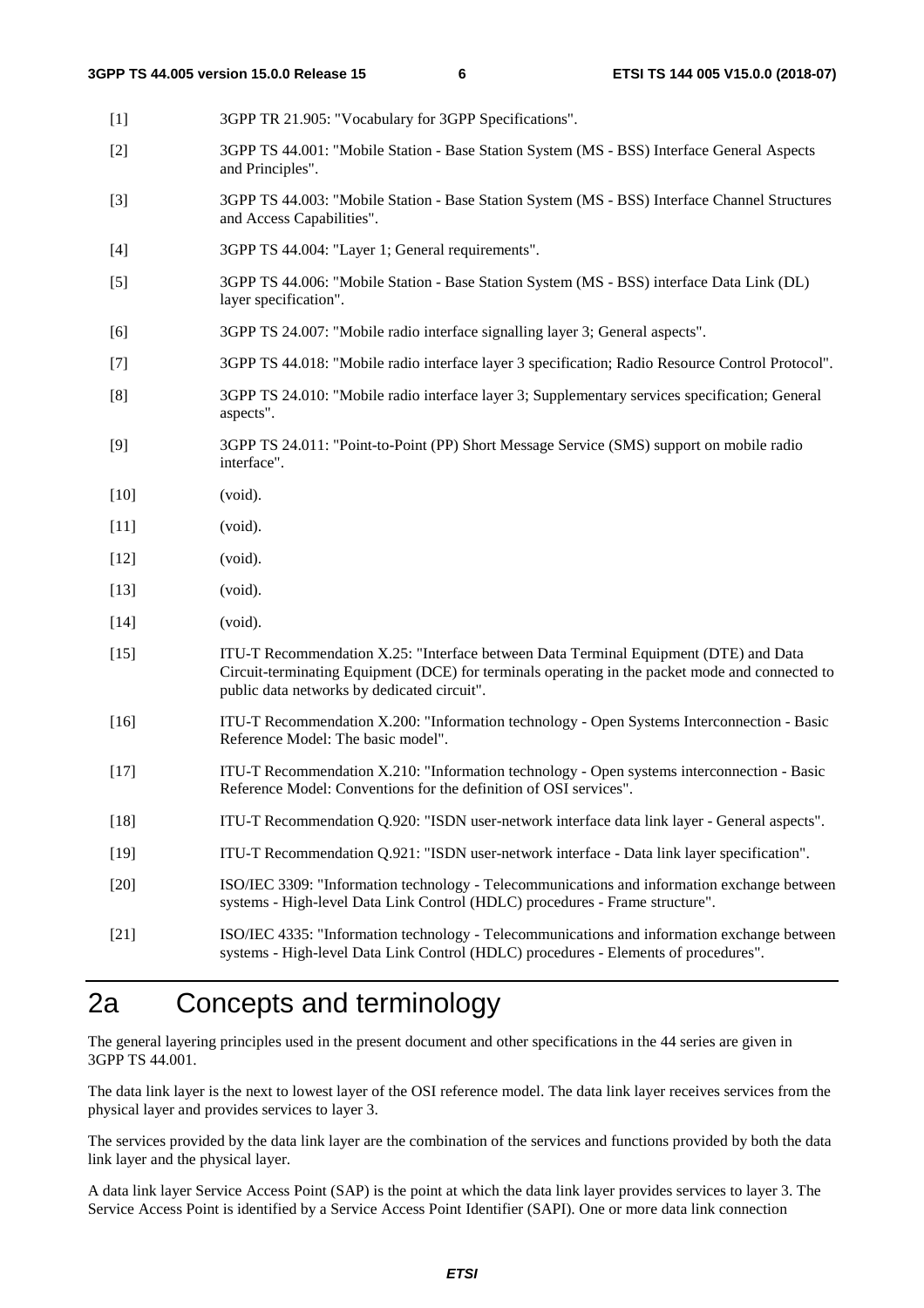[1] 3GPP TR 21.905: "Vocabulary for 3GPP Specifications".

[2] 3GPP TS 44.001: "Mobile Station - Base Station System (MS - BSS) Interface General Aspects and Principles".

[3] 3GPP TS 44.003: "Mobile Station - Base Station System (MS - BSS) Interface Channel Structures and Access Capabilities".

[4] 3GPP TS 44.004: "Layer 1; General requirements".

[5] 3GPP TS 44.006: "Mobile Station - Base Station System (MS - BSS) interface Data Link (DL) layer specification".

[6] 3GPP TS 24.007: "Mobile radio interface signalling layer 3; General aspects".

[7] 3GPP TS 44.018: "Mobile radio interface layer 3 specification; Radio Resource Control Protocol".

[8] 3GPP TS 24.010: "Mobile radio interface layer 3; Supplementary services specification; General aspects".

[9] 3GPP TS 24.011: "Point-to-Point (PP) Short Message Service (SMS) support on mobile radio interface".

[10] (void).

[11] (void).

[12] (void).

[13] (void).

[14] (void).

[15] ITU-T Recommendation X.25: "Interface between Data Terminal Equipment (DTE) and Data Circuit-terminating Equipment (DCE) for terminals operating in the packet mode and connected to public data networks by dedicated circuit".

[16] ITU-T Recommendation X.200: "Information technology - Open Systems Interconnection - Basic Reference Model: The basic model".

[17] ITU-T Recommendation X.210: "Information technology - Open systems interconnection - Basic Reference Model: Conventions for the definition of OSI services".

[18] ITU-T Recommendation Q.920: "ISDN user-network interface data link layer - General aspects".

[19] ITU-T Recommendation Q.921: "ISDN user-network interface - Data link layer specification".

[20] ISO/IEC 3309: "Information technology - Telecommunications and information exchange between systems - High-level Data Link Control (HDLC) procedures - Frame structure".

[21] ISO/IEC 4335: "Information technology - Telecommunications and information exchange between systems - High-level Data Link Control (HDLC) procedures - Elements of procedures".

# 2a Concepts and terminology

The general layering principles used in the present document and other specifications in the 44 series are given in 3GPP TS 44.001.

The data link layer is the next to lowest layer of the OSI reference model. The data link layer receives services from the physical layer and provides services to layer 3.

The services provided by the data link layer are the combination of the services and functions provided by both the data link layer and the physical layer.

A data link layer Service Access Point (SAP) is the point at which the data link layer provides services to layer 3. The Service Access Point is identified by a Service Access Point Identifier (SAPI). One or more data link connection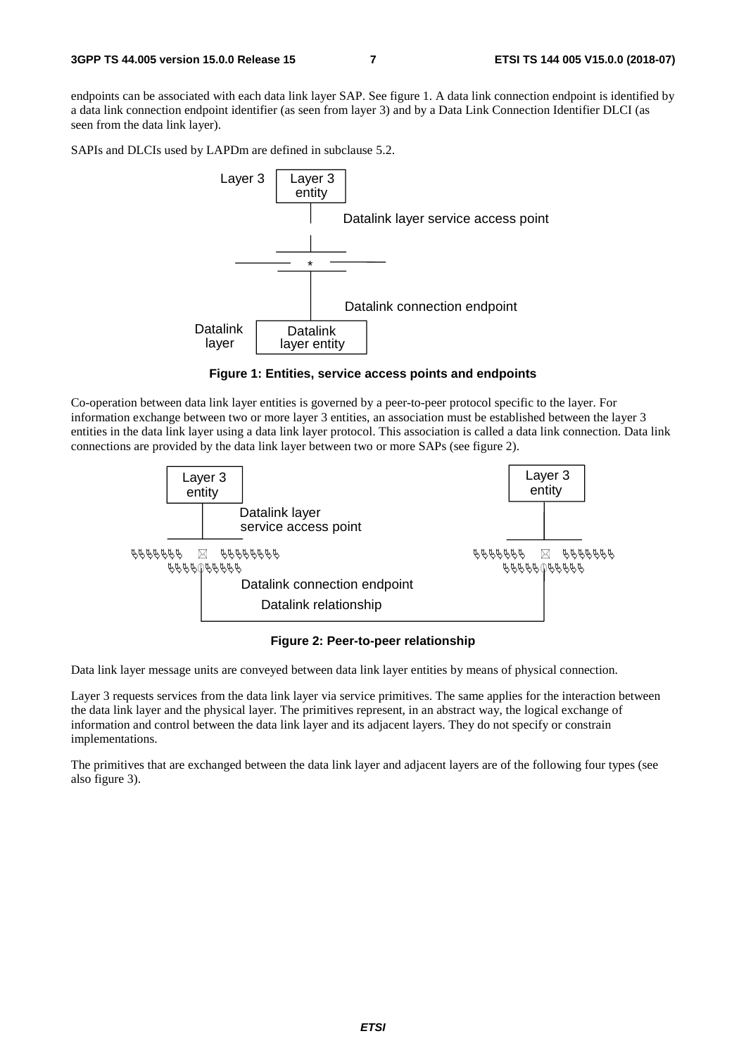endpoints can be associated with each data link layer SAP. See figure 1. A data link connection endpoint is identified by a data link connection endpoint identifier (as seen from layer 3) and by a Data Link Connection Identifier DLCI (as seen from the data link layer).

SAPIs and DLCIs used by LAPDm are defined in subclause 5.2.

Layer 3 | Layer 3 entity

Datalink layer service access point

Datalink connection endpoint

Datalink layer | Datalink layer entity

**Figure 1: Entities, service access points and endpoints**

Co-operation between data link layer entities is governed by a peer-to-peer protocol specific to the layer. For information exchange between two or more layer 3 entities, an association must be established between the layer 3 entities in the data link layer using a data link layer protocol. This association is called a data link connection. Data link connections are provided by the data link layer between two or more SAPs (see figure 2).

Layer 3 entity

Datalink layer service access point

Datalink connection endpoint

Datalink relationship

Layer 3 entity

**Figure 2: Peer-to-peer relationship**

Data link layer message units are conveyed between data link layer entities by means of physical connection.

Layer 3 requests services from the data link layer via service primitives. The same applies for the interaction between the data link layer and the physical layer. The primitives represent, in an abstract way, the logical exchange of information and control between the data link layer and its adjacent layers. They do not specify or constrain implementations.

The primitives that are exchanged between the data link layer and adjacent layers are of the following four types (see also figure 3).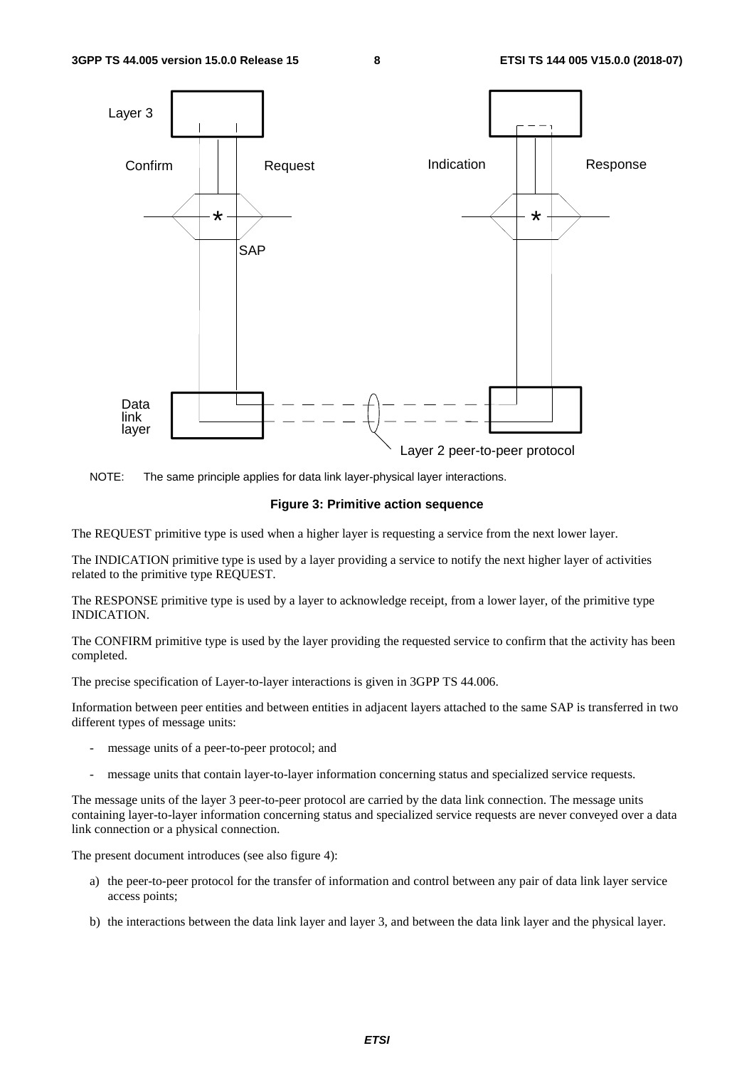NOTE: The same principle applies for data link layer-physical layer interactions.

**Figure 3: Primitive action sequence**

The REQUEST primitive type is used when a higher layer is requesting a service from the next lower layer.

The INDICATION primitive type is used by a layer providing a service to notify the next higher layer of activities related to the primitive type REQUEST.

The RESPONSE primitive type is used by a layer to acknowledge receipt, from a lower layer, of the primitive type INDICATION.

The CONFIRM primitive type is used by the layer providing the requested service to confirm that the activity has been completed.

The precise specification of Layer-to-layer interactions is given in 3GPP TS 44.006.

Information between peer entities and between entities in adjacent layers attached to the same SAP is transferred in two different types of message units:

- message units of a peer-to-peer protocol; and
- message units that contain layer-to-layer information concerning status and specialized service requests.

The message units of the layer 3 peer-to-peer protocol are carried by the data link connection. The message units containing layer-to-layer information concerning status and specialized service requests are never conveyed over a data link connection or a physical connection.

The present document introduces (see also figure 4):

a) the peer-to-peer protocol for the transfer of information and control between any pair of data link layer service access points;

b) the interactions between the data link layer and layer 3, and between the data link layer and the physical layer.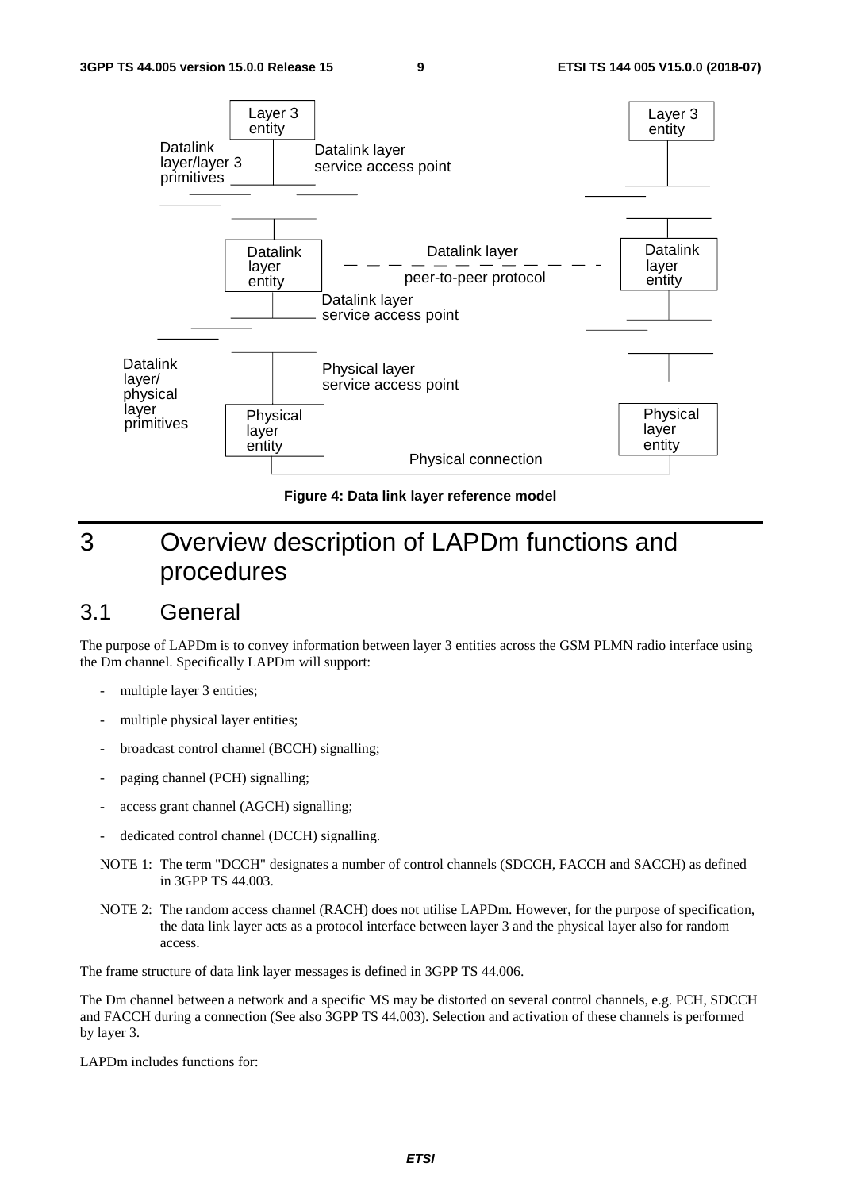Layer 3 entity

Datalink layer/layer 3 primitives

Datalink layer service access point

Layer 3 entity

Datalink layer entity

Datalink layer peer-to-peer protocol

Datalink layer entity

Datalink layer service access point

Datalink layer/ physical layer primitives

Physical layer service access point

Physical layer entity

Physical layer entity

Physical connection

**Figure 4: Data link layer reference model**

# 3 Overview description of LAPDm functions and procedures

## 3.1 General

The purpose of LAPDm is to convey information between layer 3 entities across the GSM PLMN radio interface using the Dm channel. Specifically LAPDm will support:

- multiple layer 3 entities;
- multiple physical layer entities;
- broadcast control channel (BCCH) signalling;
- paging channel (PCH) signalling;
- access grant channel (AGCH) signalling;
- dedicated control channel (DCCH) signalling.

NOTE 1: The term "DCCH" designates a number of control channels (SDCCH, FACCH and SACCH) as defined in 3GPP TS 44.003.

NOTE 2: The random access channel (RACH) does not utilise LAPDm. However, for the purpose of specification, the data link layer acts as a protocol interface between layer 3 and the physical layer also for random access.

The frame structure of data link layer messages is defined in 3GPP TS 44.006.

The Dm channel between a network and a specific MS may be distorted on several control channels, e.g. PCH, SDCCH and FACCH during a connection (See also 3GPP TS 44.003). Selection and activation of these channels is performed by layer 3.

LAPDm includes functions for: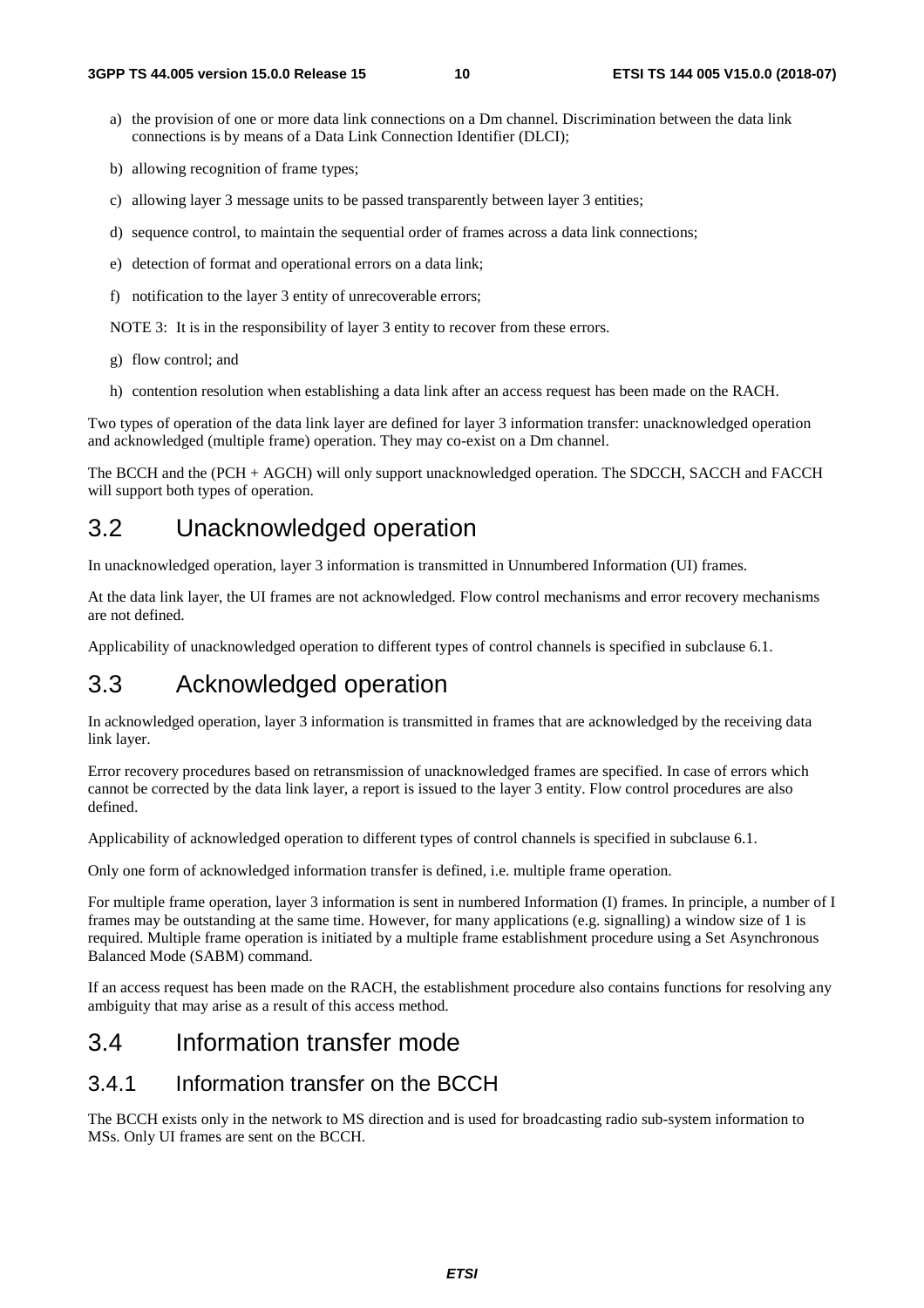a) the provision of one or more data link connections on a Dm channel. Discrimination between the data link connections is by means of a Data Link Connection Identifier (DLCI);

b) allowing recognition of frame types;

c) allowing layer 3 message units to be passed transparently between layer 3 entities;

d) sequence control, to maintain the sequential order of frames across a data link connections;

e) detection of format and operational errors on a data link;

f) notification to the layer 3 entity of unrecoverable errors;

NOTE 3: It is in the responsibility of layer 3 entity to recover from these errors.

g) flow control; and

h) contention resolution when establishing a data link after an access request has been made on the RACH.

Two types of operation of the data link layer are defined for layer 3 information transfer: unacknowledged operation and acknowledged (multiple frame) operation. They may co-exist on a Dm channel.

The BCCH and the (PCH + AGCH) will only support unacknowledged operation. The SDCCH, SACCH and FACCH will support both types of operation.

## 3.2 Unacknowledged operation

In unacknowledged operation, layer 3 information is transmitted in Unnumbered Information (UI) frames.

At the data link layer, the UI frames are not acknowledged. Flow control mechanisms and error recovery mechanisms are not defined.

Applicability of unacknowledged operation to different types of control channels is specified in subclause 6.1.

## 3.3 Acknowledged operation

In acknowledged operation, layer 3 information is transmitted in frames that are acknowledged by the receiving data link layer.

Error recovery procedures based on retransmission of unacknowledged frames are specified. In case of errors which cannot be corrected by the data link layer, a report is issued to the layer 3 entity. Flow control procedures are also defined.

Applicability of acknowledged operation to different types of control channels is specified in subclause 6.1.

Only one form of acknowledged information transfer is defined, i.e. multiple frame operation.

For multiple frame operation, layer 3 information is sent in numbered Information (I) frames. In principle, a number of I frames may be outstanding at the same time. However, for many applications (e.g. signalling) a window size of 1 is required. Multiple frame operation is initiated by a multiple frame establishment procedure using a Set Asynchronous Balanced Mode (SABM) command.

If an access request has been made on the RACH, the establishment procedure also contains functions for resolving any ambiguity that may arise as a result of this access method.

## 3.4 Information transfer mode

### 3.4.1 Information transfer on the BCCH

The BCCH exists only in the network to MS direction and is used for broadcasting radio sub-system information to MSs. Only UI frames are sent on the BCCH.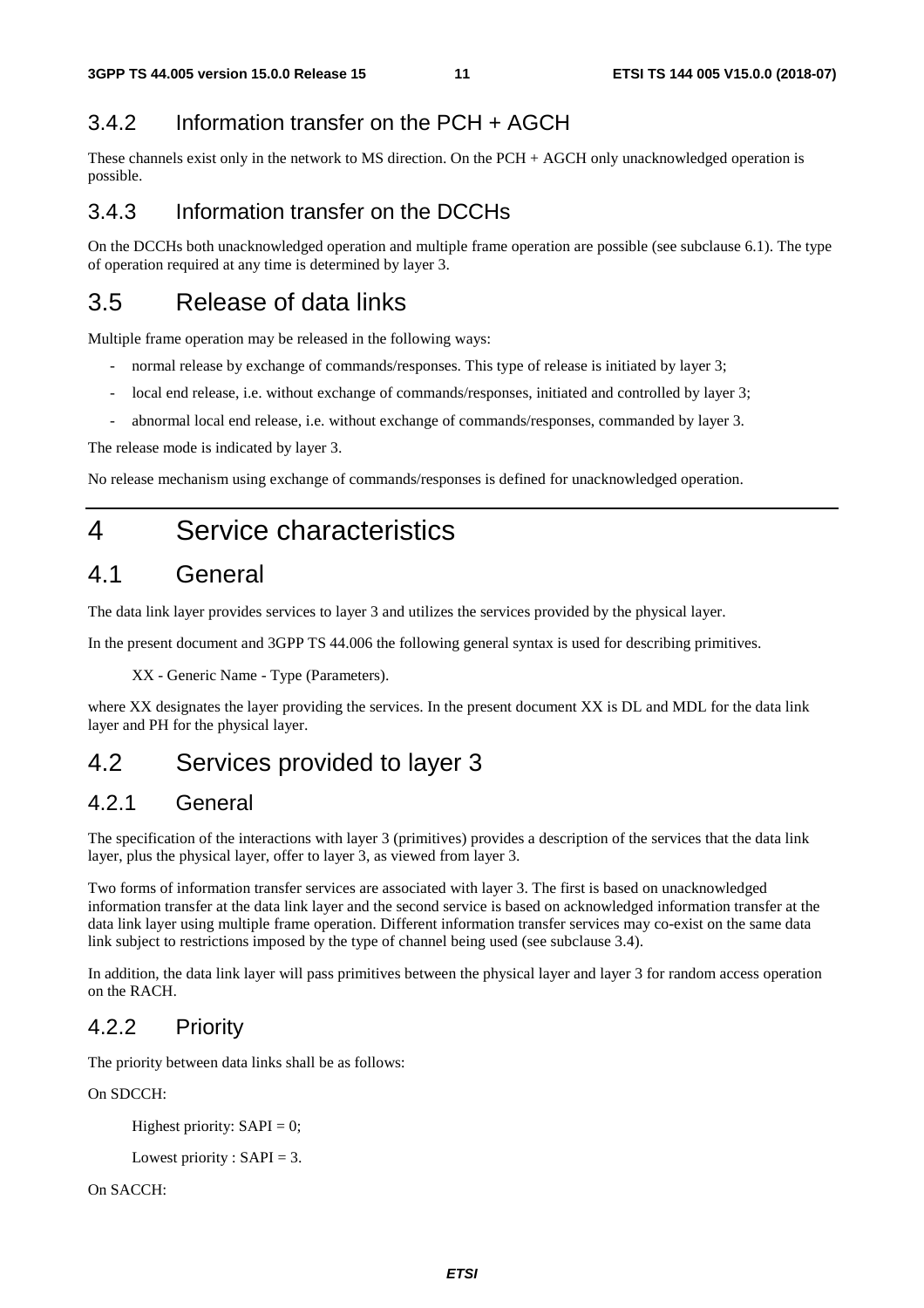### 3.4.2 Information transfer on the PCH + AGCH

These channels exist only in the network to MS direction. On the PCH + AGCH only unacknowledged operation is possible.

### 3.4.3 Information transfer on the DCCHs

On the DCCHs both unacknowledged operation and multiple frame operation are possible (see subclause 6.1). The type of operation required at any time is determined by layer 3.

## 3.5 Release of data links

Multiple frame operation may be released in the following ways:

- normal release by exchange of commands/responses. This type of release is initiated by layer 3;
- local end release, i.e. without exchange of commands/responses, initiated and controlled by layer 3;
- abnormal local end release, i.e. without exchange of commands/responses, commanded by layer 3.

The release mode is indicated by layer 3.

No release mechanism using exchange of commands/responses is defined for unacknowledged operation.

# 4 Service characteristics

## 4.1 General

The data link layer provides services to layer 3 and utilizes the services provided by the physical layer.

In the present document and 3GPP TS 44.006 the following general syntax is used for describing primitives.

XX - Generic Name - Type (Parameters).

where XX designates the layer providing the services. In the present document XX is DL and MDL for the data link layer and PH for the physical layer.

## 4.2 Services provided to layer 3

### 4.2.1 General

The specification of the interactions with layer 3 (primitives) provides a description of the services that the data link layer, plus the physical layer, offer to layer 3, as viewed from layer 3.

Two forms of information transfer services are associated with layer 3. The first is based on unacknowledged information transfer at the data link layer and the second service is based on acknowledged information transfer at the data link layer using multiple frame operation. Different information transfer services may co-exist on the same data link subject to restrictions imposed by the type of channel being used (see subclause 3.4).

In addition, the data link layer will pass primitives between the physical layer and layer 3 for random access operation on the RACH.

### 4.2.2 Priority

The priority between data links shall be as follows:

On SDCCH:

Highest priority: SAPI = 0;

Lowest priority : SAPI = 3.

On SACCH: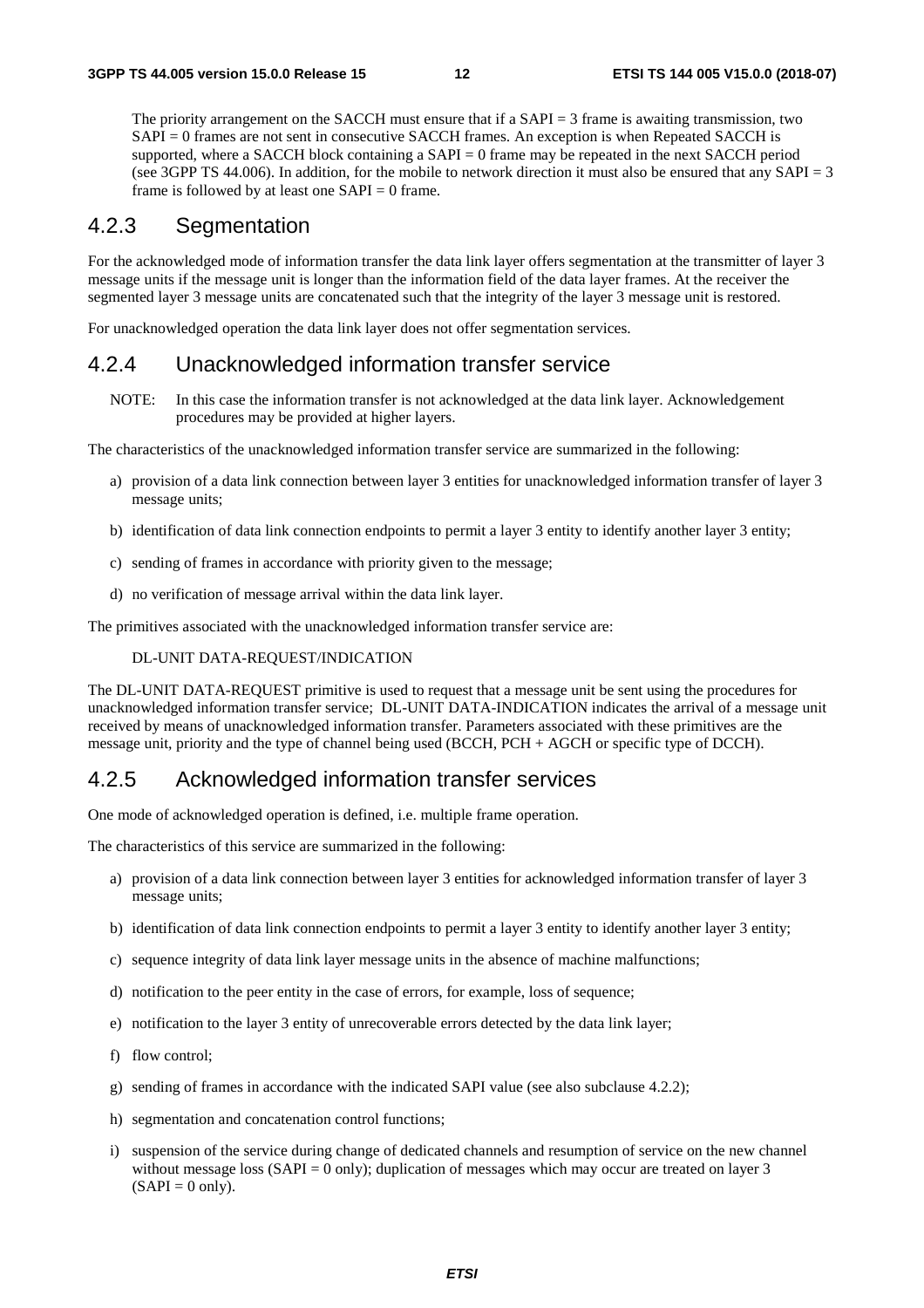The priority arrangement on the SACCH must ensure that if a SAPI = 3 frame is awaiting transmission, two SAPI = 0 frames are not sent in consecutive SACCH frames. An exception is when Repeated SACCH is supported, where a SACCH block containing a SAPI = 0 frame may be repeated in the next SACCH period (see 3GPP TS 44.006). In addition, for the mobile to network direction it must also be ensured that any SAPI = 3 frame is followed by at least one SAPI = 0 frame.

### 4.2.3 Segmentation

For the acknowledged mode of information transfer the data link layer offers segmentation at the transmitter of layer 3 message units if the message unit is longer than the information field of the data layer frames. At the receiver the segmented layer 3 message units are concatenated such that the integrity of the layer 3 message unit is restored.

For unacknowledged operation the data link layer does not offer segmentation services.

### 4.2.4 Unacknowledged information transfer service

NOTE: In this case the information transfer is not acknowledged at the data link layer. Acknowledgement procedures may be provided at higher layers.

The characteristics of the unacknowledged information transfer service are summarized in the following:

a) provision of a data link connection between layer 3 entities for unacknowledged information transfer of layer 3 message units;

b) identification of data link connection endpoints to permit a layer 3 entity to identify another layer 3 entity;

c) sending of frames in accordance with priority given to the message;

d) no verification of message arrival within the data link layer.

The primitives associated with the unacknowledged information transfer service are:

DL-UNIT DATA-REQUEST/INDICATION

The DL-UNIT DATA-REQUEST primitive is used to request that a message unit be sent using the procedures for unacknowledged information transfer service; DL-UNIT DATA-INDICATION indicates the arrival of a message unit received by means of unacknowledged information transfer. Parameters associated with these primitives are the message unit, priority and the type of channel being used (BCCH, PCH + AGCH or specific type of DCCH).

### 4.2.5 Acknowledged information transfer services

One mode of acknowledged operation is defined, i.e. multiple frame operation.

The characteristics of this service are summarized in the following:

a) provision of a data link connection between layer 3 entities for acknowledged information transfer of layer 3 message units;

b) identification of data link connection endpoints to permit a layer 3 entity to identify another layer 3 entity;

c) sequence integrity of data link layer message units in the absence of machine malfunctions;

d) notification to the peer entity in the case of errors, for example, loss of sequence;

e) notification to the layer 3 entity of unrecoverable errors detected by the data link layer;

f) flow control;

g) sending of frames in accordance with the indicated SAPI value (see also subclause 4.2.2);

h) segmentation and concatenation control functions;

i) suspension of the service during change of dedicated channels and resumption of service on the new channel without message loss (SAPI = 0 only); duplication of messages which may occur are treated on layer 3 (SAPI = 0 only).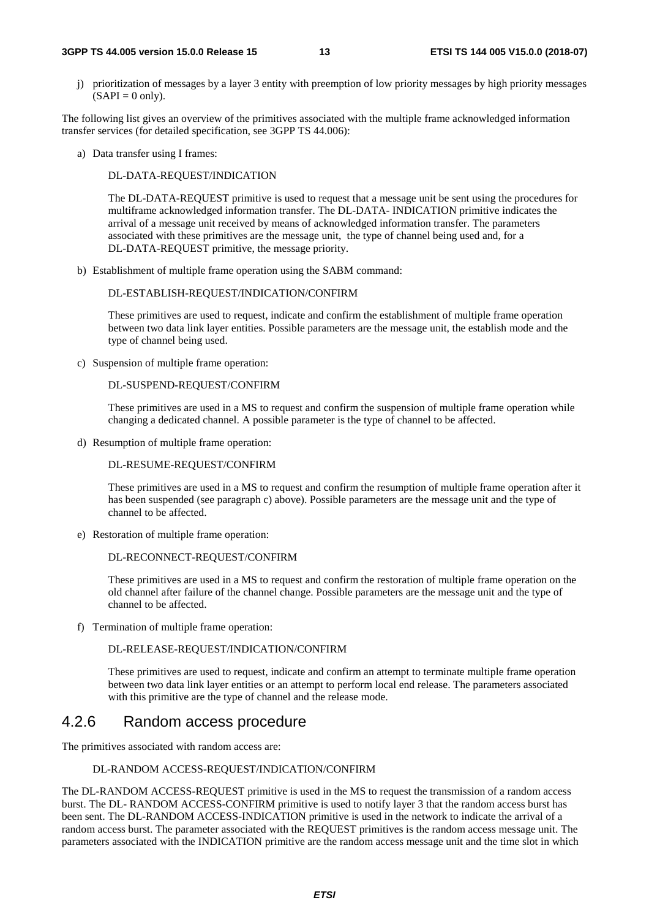j) prioritization of messages by a layer 3 entity with preemption of low priority messages by high priority messages (SAPI = 0 only).

The following list gives an overview of the primitives associated with the multiple frame acknowledged information transfer services (for detailed specification, see 3GPP TS 44.006):

a) Data transfer using I frames:

   DL-DATA-REQUEST/INDICATION

   The DL-DATA-REQUEST primitive is used to request that a message unit be sent using the procedures for multiframe acknowledged information transfer. The DL-DATA- INDICATION primitive indicates the arrival of a message unit received by means of acknowledged information transfer. The parameters associated with these primitives are the message unit, the type of channel being used and, for a DL-DATA-REQUEST primitive, the message priority.

b) Establishment of multiple frame operation using the SABM command:

   DL-ESTABLISH-REQUEST/INDICATION/CONFIRM

   These primitives are used to request, indicate and confirm the establishment of multiple frame operation between two data link layer entities. Possible parameters are the message unit, the establish mode and the type of channel being used.

c) Suspension of multiple frame operation:

   DL-SUSPEND-REQUEST/CONFIRM

   These primitives are used in a MS to request and confirm the suspension of multiple frame operation while changing a dedicated channel. A possible parameter is the type of channel to be affected.

d) Resumption of multiple frame operation:

   DL-RESUME-REQUEST/CONFIRM

   These primitives are used in a MS to request and confirm the resumption of multiple frame operation after it has been suspended (see paragraph c) above). Possible parameters are the message unit and the type of channel to be affected.

e) Restoration of multiple frame operation:

   DL-RECONNECT-REQUEST/CONFIRM

   These primitives are used in a MS to request and confirm the restoration of multiple frame operation on the old channel after failure of the channel change. Possible parameters are the message unit and the type of channel to be affected.

f) Termination of multiple frame operation:

   DL-RELEASE-REQUEST/INDICATION/CONFIRM

   These primitives are used to request, indicate and confirm an attempt to terminate multiple frame operation between two data link layer entities or an attempt to perform local end release. The parameters associated with this primitive are the type of channel and the release mode.

## 4.2.6 Random access procedure

The primitives associated with random access are:

DL-RANDOM ACCESS-REQUEST/INDICATION/CONFIRM

The DL-RANDOM ACCESS-REQUEST primitive is used in the MS to request the transmission of a random access burst. The DL- RANDOM ACCESS-CONFIRM primitive is used to notify layer 3 that the random access burst has been sent. The DL-RANDOM ACCESS-INDICATION primitive is used in the network to indicate the arrival of a random access burst. The parameter associated with the REQUEST primitives is the random access message unit. The parameters associated with the INDICATION primitive are the random access message unit and the time slot in which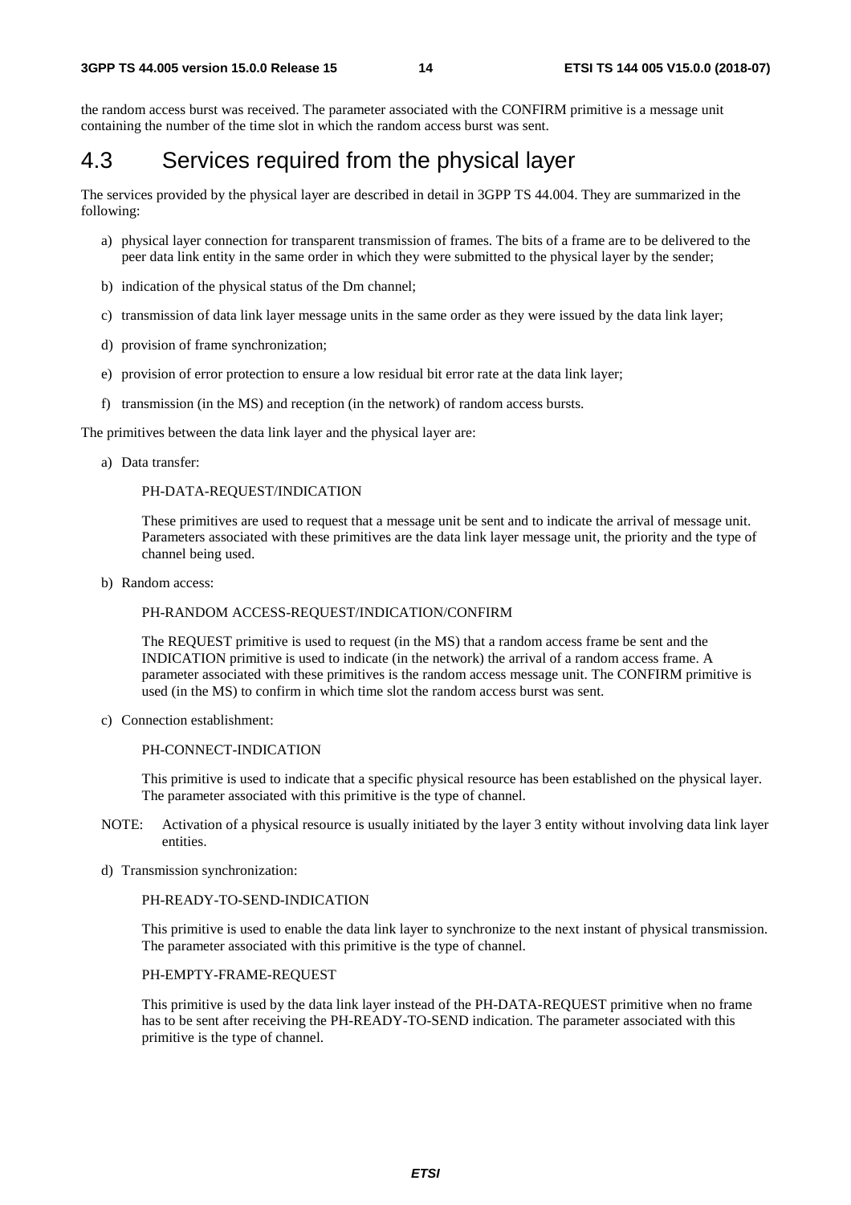the random access burst was received. The parameter associated with the CONFIRM primitive is a message unit containing the number of the time slot in which the random access burst was sent.

## 4.3 Services required from the physical layer

The services provided by the physical layer are described in detail in 3GPP TS 44.004. They are summarized in the following:

a) physical layer connection for transparent transmission of frames. The bits of a frame are to be delivered to the peer data link entity in the same order in which they were submitted to the physical layer by the sender;

b) indication of the physical status of the Dm channel;

c) transmission of data link layer message units in the same order as they were issued by the data link layer;

d) provision of frame synchronization;

e) provision of error protection to ensure a low residual bit error rate at the data link layer;

f) transmission (in the MS) and reception (in the network) of random access bursts.

The primitives between the data link layer and the physical layer are:

a) Data transfer:

PH-DATA-REQUEST/INDICATION

These primitives are used to request that a message unit be sent and to indicate the arrival of message unit. Parameters associated with these primitives are the data link layer message unit, the priority and the type of channel being used.

b) Random access:

PH-RANDOM ACCESS-REQUEST/INDICATION/CONFIRM

The REQUEST primitive is used to request (in the MS) that a random access frame be sent and the INDICATION primitive is used to indicate (in the network) the arrival of a random access frame. A parameter associated with these primitives is the random access message unit. The CONFIRM primitive is used (in the MS) to confirm in which time slot the random access burst was sent.

c) Connection establishment:

PH-CONNECT-INDICATION

This primitive is used to indicate that a specific physical resource has been established on the physical layer. The parameter associated with this primitive is the type of channel.

NOTE: Activation of a physical resource is usually initiated by the layer 3 entity without involving data link layer entities.

d) Transmission synchronization:

PH-READY-TO-SEND-INDICATION

This primitive is used to enable the data link layer to synchronize to the next instant of physical transmission. The parameter associated with this primitive is the type of channel.

PH-EMPTY-FRAME-REQUEST

This primitive is used by the data link layer instead of the PH-DATA-REQUEST primitive when no frame has to be sent after receiving the PH-READY-TO-SEND indication. The parameter associated with this primitive is the type of channel.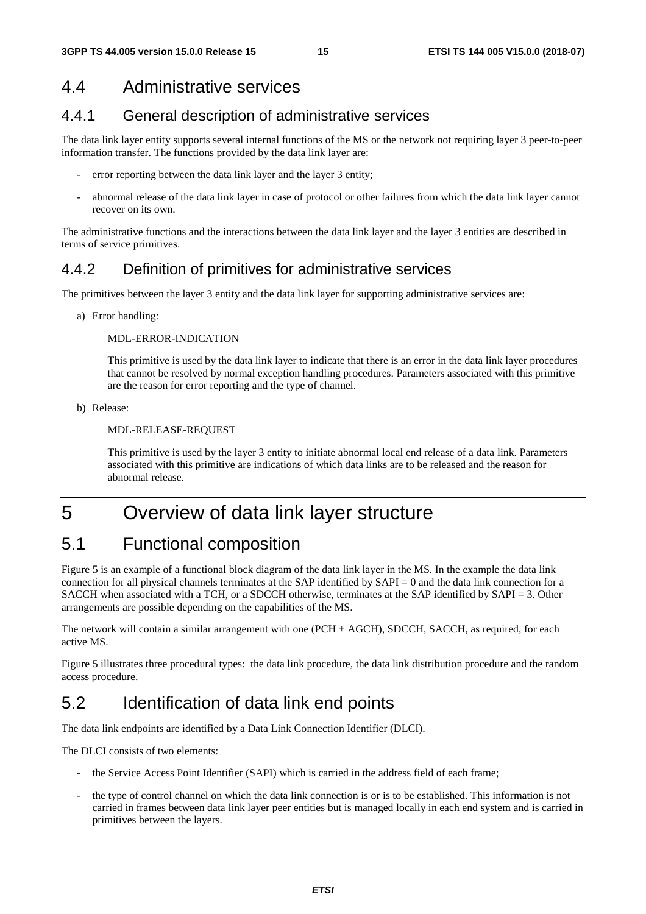## 4.4 Administrative services

### 4.4.1 General description of administrative services

The data link layer entity supports several internal functions of the MS or the network not requiring layer 3 peer-to-peer information transfer. The functions provided by the data link layer are:

- error reporting between the data link layer and the layer 3 entity;
- abnormal release of the data link layer in case of protocol or other failures from which the data link layer cannot recover on its own.

The administrative functions and the interactions between the data link layer and the layer 3 entities are described in terms of service primitives.

### 4.4.2 Definition of primitives for administrative services

The primitives between the layer 3 entity and the data link layer for supporting administrative services are:

a) Error handling:

MDL-ERROR-INDICATION

This primitive is used by the data link layer to indicate that there is an error in the data link layer procedures that cannot be resolved by normal exception handling procedures. Parameters associated with this primitive are the reason for error reporting and the type of channel.

b) Release:

MDL-RELEASE-REQUEST

This primitive is used by the layer 3 entity to initiate abnormal local end release of a data link. Parameters associated with this primitive are indications of which data links are to be released and the reason for abnormal release.

# 5 Overview of data link layer structure

## 5.1 Functional composition

Figure 5 is an example of a functional block diagram of the data link layer in the MS. In the example the data link connection for all physical channels terminates at the SAP identified by SAPI = 0 and the data link connection for a SACCH when associated with a TCH, or a SDCCH otherwise, terminates at the SAP identified by SAPI = 3. Other arrangements are possible depending on the capabilities of the MS.

The network will contain a similar arrangement with one (PCH + AGCH), SDCCH, SACCH, as required, for each active MS.

Figure 5 illustrates three procedural types: the data link procedure, the data link distribution procedure and the random access procedure.

## 5.2 Identification of data link end points

The data link endpoints are identified by a Data Link Connection Identifier (DLCI).

The DLCI consists of two elements:

- the Service Access Point Identifier (SAPI) which is carried in the address field of each frame;
- the type of control channel on which the data link connection is or is to be established. This information is not carried in frames between data link layer peer entities but is managed locally in each end system and is carried in primitives between the layers.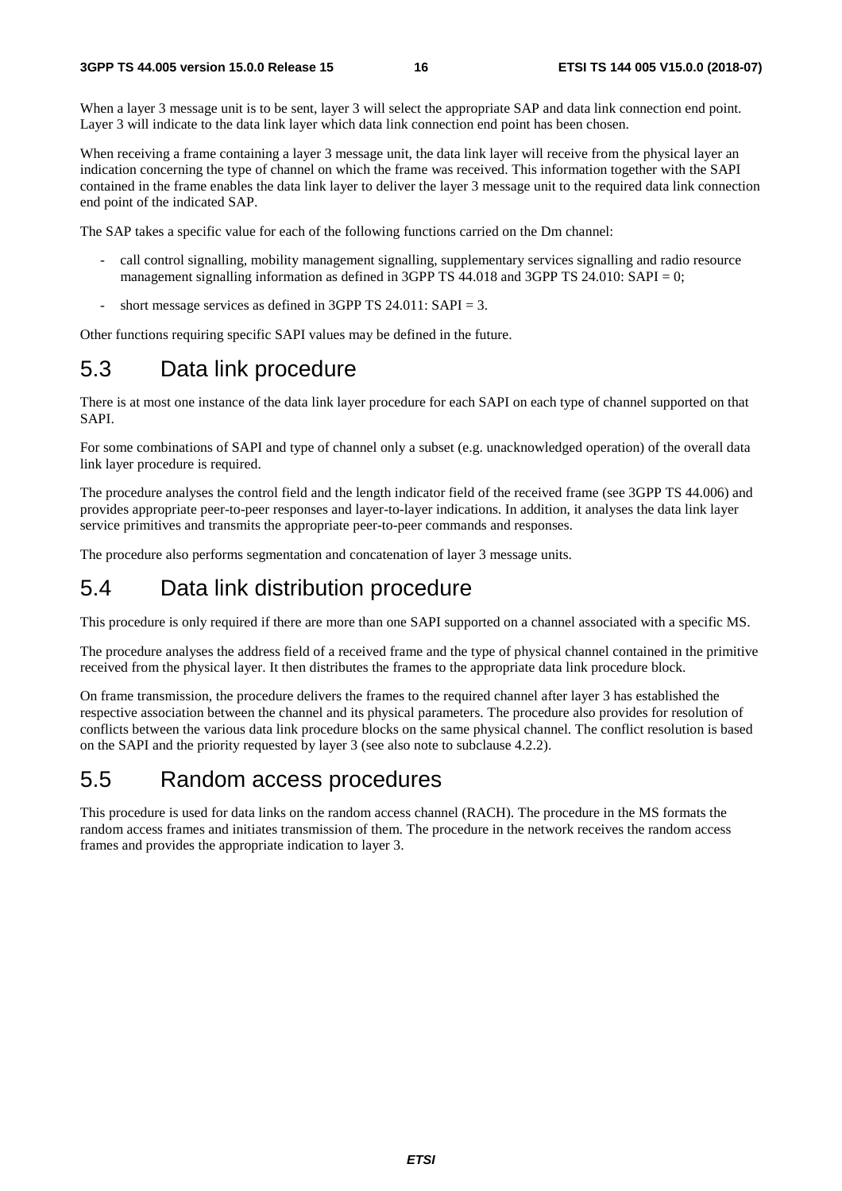When a layer 3 message unit is to be sent, layer 3 will select the appropriate SAP and data link connection end point. Layer 3 will indicate to the data link layer which data link connection end point has been chosen.

When receiving a frame containing a layer 3 message unit, the data link layer will receive from the physical layer an indication concerning the type of channel on which the frame was received. This information together with the SAPI contained in the frame enables the data link layer to deliver the layer 3 message unit to the required data link connection end point of the indicated SAP.

The SAP takes a specific value for each of the following functions carried on the Dm channel:

- call control signalling, mobility management signalling, supplementary services signalling and radio resource management signalling information as defined in 3GPP TS 44.018 and 3GPP TS 24.010: SAPI = 0;
- short message services as defined in 3GPP TS 24.011: SAPI = 3.

Other functions requiring specific SAPI values may be defined in the future.

## 5.3 Data link procedure

There is at most one instance of the data link layer procedure for each SAPI on each type of channel supported on that SAPI.

For some combinations of SAPI and type of channel only a subset (e.g. unacknowledged operation) of the overall data link layer procedure is required.

The procedure analyses the control field and the length indicator field of the received frame (see 3GPP TS 44.006) and provides appropriate peer-to-peer responses and layer-to-layer indications. In addition, it analyses the data link layer service primitives and transmits the appropriate peer-to-peer commands and responses.

The procedure also performs segmentation and concatenation of layer 3 message units.

## 5.4 Data link distribution procedure

This procedure is only required if there are more than one SAPI supported on a channel associated with a specific MS.

The procedure analyses the address field of a received frame and the type of physical channel contained in the primitive received from the physical layer. It then distributes the frames to the appropriate data link procedure block.

On frame transmission, the procedure delivers the frames to the required channel after layer 3 has established the respective association between the channel and its physical parameters. The procedure also provides for resolution of conflicts between the various data link procedure blocks on the same physical channel. The conflict resolution is based on the SAPI and the priority requested by layer 3 (see also note to subclause 4.2.2).

## 5.5 Random access procedures

This procedure is used for data links on the random access channel (RACH). The procedure in the MS formats the random access frames and initiates transmission of them. The procedure in the network receives the random access frames and provides the appropriate indication to layer 3.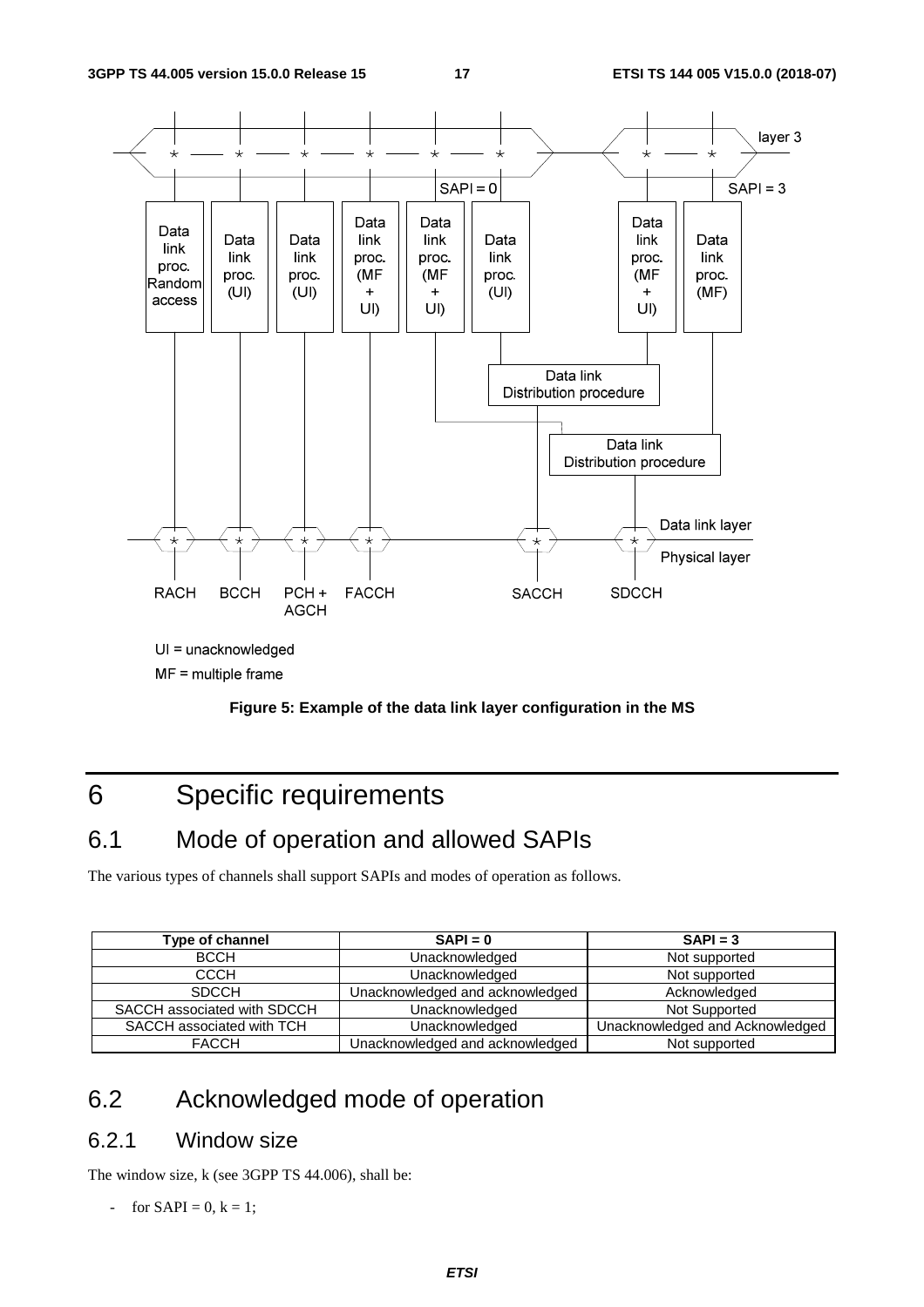UI = unacknowledged

MF = multiple frame

**Figure 5: Example of the data link layer configuration in the MS**

# 6 Specific requirements

## 6.1 Mode of operation and allowed SAPIs

The various types of channels shall support SAPIs and modes of operation as follows.

| Type of channel | SAPI = 0 | SAPI = 3 |
| --- | --- | --- |
| BCCH | Unacknowledged | Not supported |
| CCCH | Unacknowledged | Not supported |
| SDCCH | Unacknowledged and acknowledged | Acknowledged |
| SACCH associated with SDCCH | Unacknowledged | Not Supported |
| SACCH associated with TCH | Unacknowledged | Unacknowledged and Acknowledged |
| FACCH | Unacknowledged and acknowledged | Not supported |

## 6.2 Acknowledged mode of operation

### 6.2.1 Window size

The window size, k (see 3GPP TS 44.006), shall be:

- for SAPI = 0, k = 1;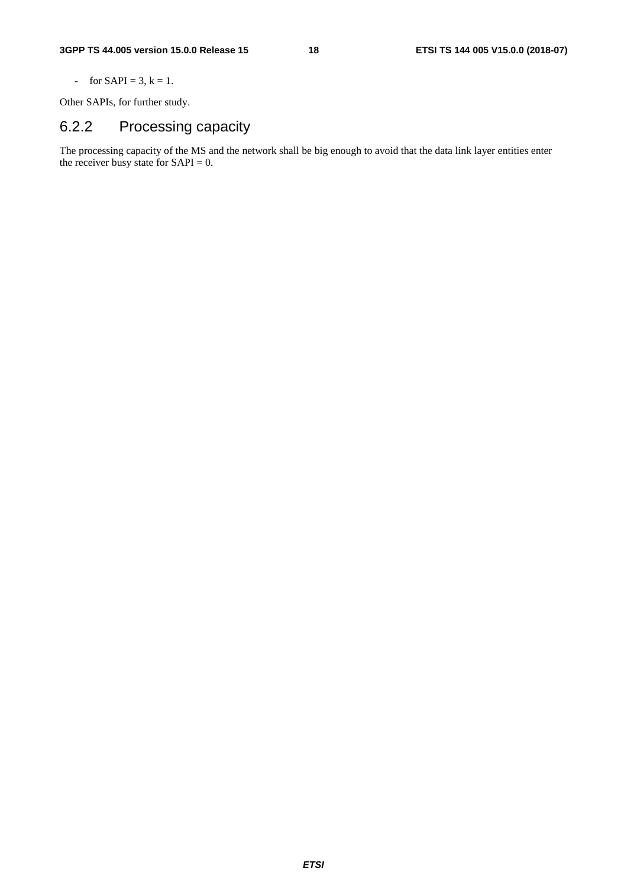- for SAPI = 3, k = 1.

Other SAPIs, for further study.

### 6.2.2 Processing capacity

The processing capacity of the MS and the network shall be big enough to avoid that the data link layer entities enter the receiver busy state for SAPI = 0.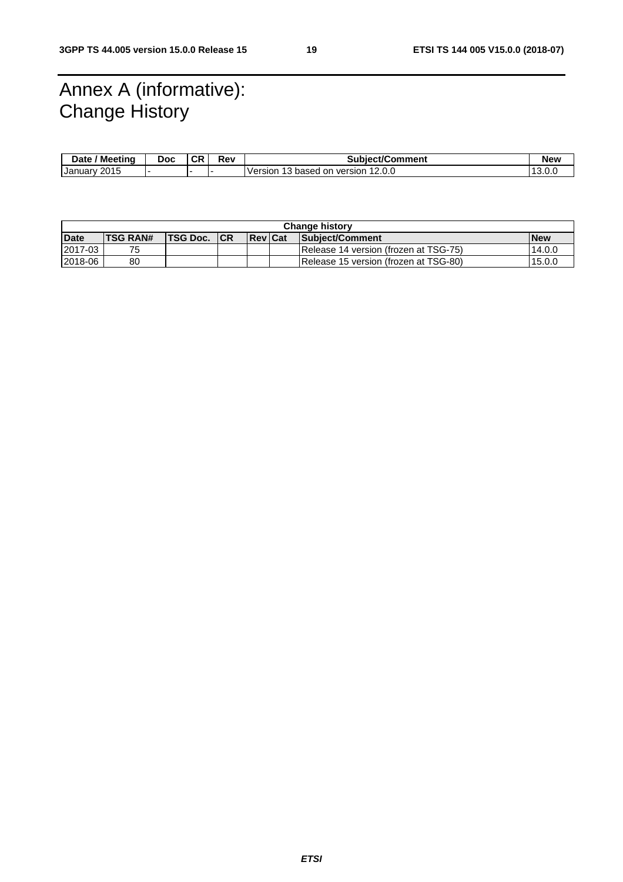# Annex A (informative): Change History

| Date / Meeting | Doc | CR | Rev | Subject/Comment | New |
|---|---|---|---|---|---|
| January 2015 | - | - | - | Version 13 based on version 12.0.0 | 13.0.0 |

| Change history | | | | | | | |
|---|---|---|---|---|---|---|---|
| **Date** | **TSG RAN#** | **TSG Doc.** | **CR** | **Rev** | **Cat** | **Subject/Comment** | **New** |
| 2017-03 | 75 | | | | | Release 14 version (frozen at TSG-75) | 14.0.0 |
| 2018-06 | 80 | | | | | Release 15 version (frozen at TSG-80) | 15.0.0 |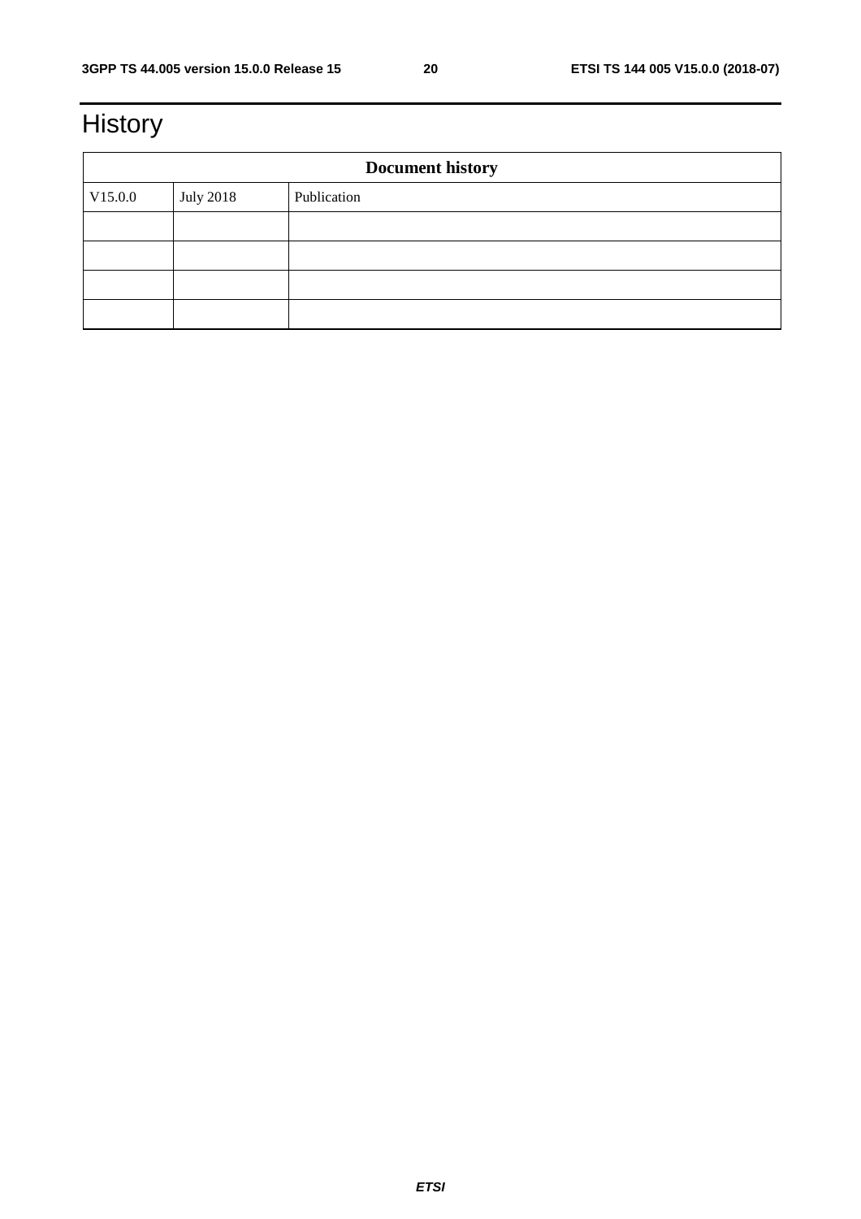# History

| Document history | | |
|---|---|---|
| V15.0.0 | July 2018 | Publication |
| | | |
| | | |
| | | |
| | | |